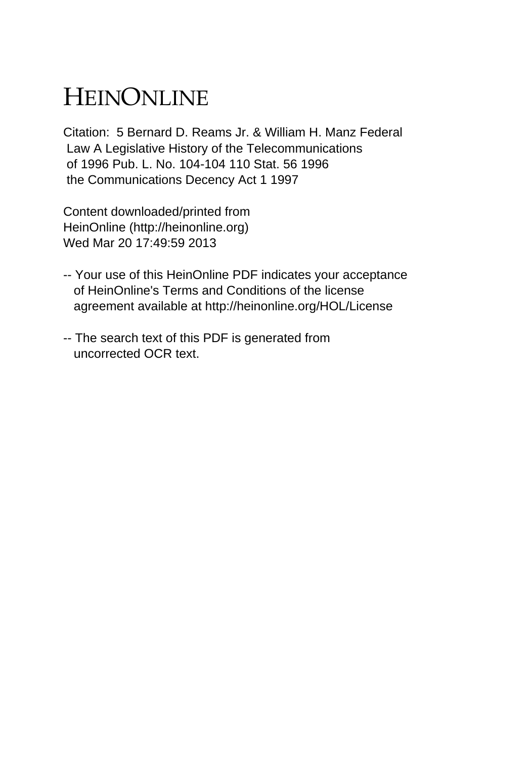# HEINONLINE

Citation: 5 Bernard D. Reams Jr. & William H. Manz Federal Law A Legislative History of the Telecommunications of 1996 Pub. L. No. 104-104 110 Stat. 56 1996 the Communications Decency Act 1 1997

Content downloaded/printed from HeinOnline (http://heinonline.org)
Wed Mar 20 17:49:59 2013

-- Your use of this HeinOnline PDF indicates your acceptance of HeinOnline's Terms and Conditions of the license agreement available at http://heinonline.org/HOL/License

-- The search text of this PDF is generated from uncorrected OCR text.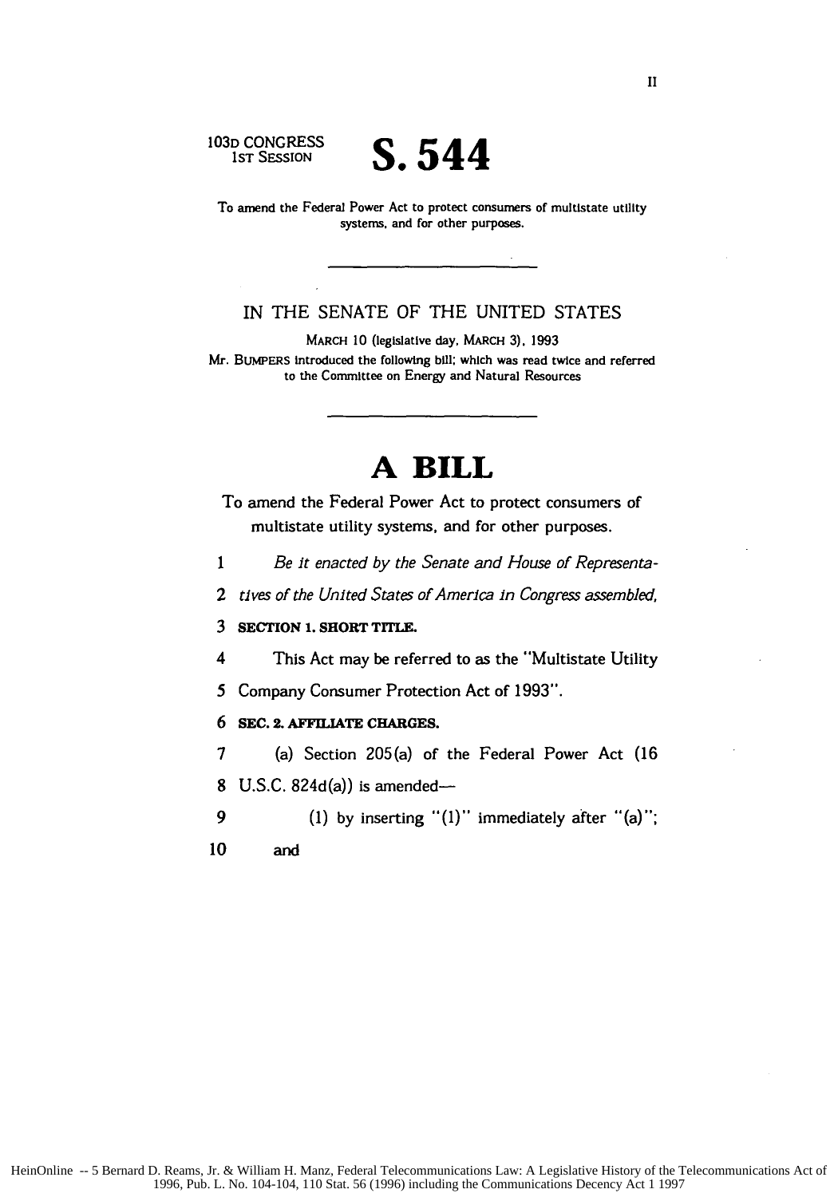103D CONGRESS
1ST SESSION

# S. 544

To amend the Federal Power Act to protect consumers of multistate utility systems, and for other purposes.

---

IN THE SENATE OF THE UNITED STATES

MARCH 10 (legislative day, MARCH 3), 1993

Mr. BUMPERS introduced the following bill; which was read twice and referred to the Committee on Energy and Natural Resources

---

# A BILL

To amend the Federal Power Act to protect consumers of multistate utility systems, and for other purposes.

1 *Be it enacted by the Senate and House of Representa-*
2 *tives of the United States of America in Congress assembled,*

3 **SECTION 1. SHORT TITLE.**

4 This Act may be referred to as the "Multistate Utility
5 Company Consumer Protection Act of 1993".

6 **SEC. 2. AFFILIATE CHARGES.**

7 (a) Section 205(a) of the Federal Power Act (16
8 U.S.C. 824d(a)) is amended—

9 (1) by inserting "(1)" immediately after "(a)";
10 and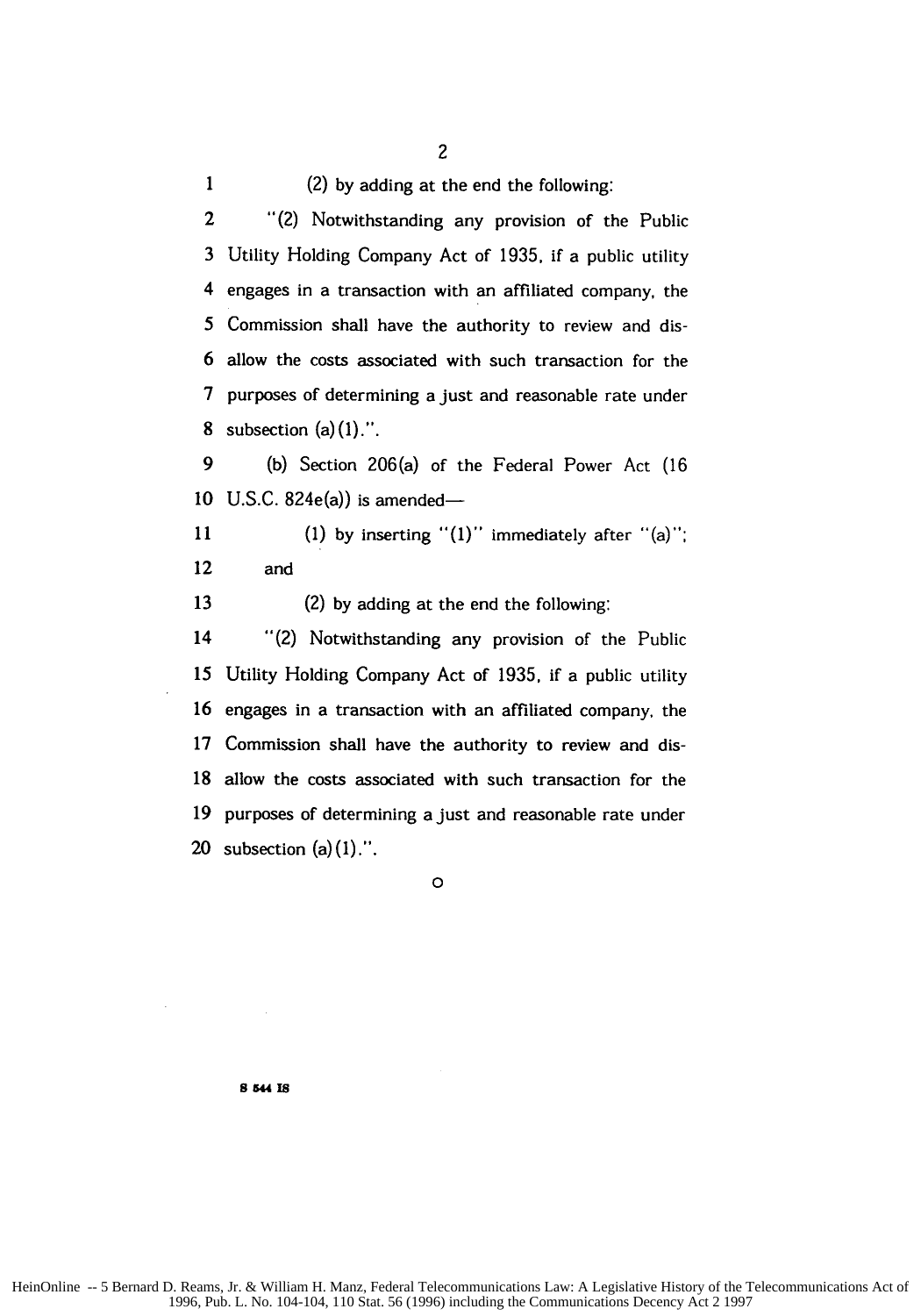(2) by adding at the end the following:

"(2) Notwithstanding any provision of the Public Utility Holding Company Act of 1935, if a public utility engages in a transaction with an affiliated company, the Commission shall have the authority to review and disallow the costs associated with such transaction for the purposes of determining a just and reasonable rate under subsection (a)(1).".

(b) Section 206(a) of the Federal Power Act (16 U.S.C. 824e(a)) is amended—

(1) by inserting "(1)" immediately after "(a)"; and

(2) by adding at the end the following:

"(2) Notwithstanding any provision of the Public Utility Holding Company Act of 1935, if a public utility engages in a transaction with an affiliated company, the Commission shall have the authority to review and disallow the costs associated with such transaction for the purposes of determining a just and reasonable rate under subsection (a)(1).".

O

S 544 IS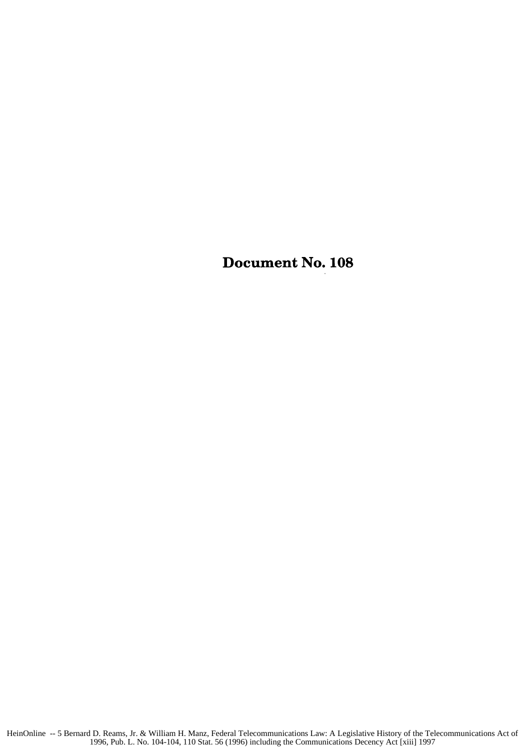# Document No. 108